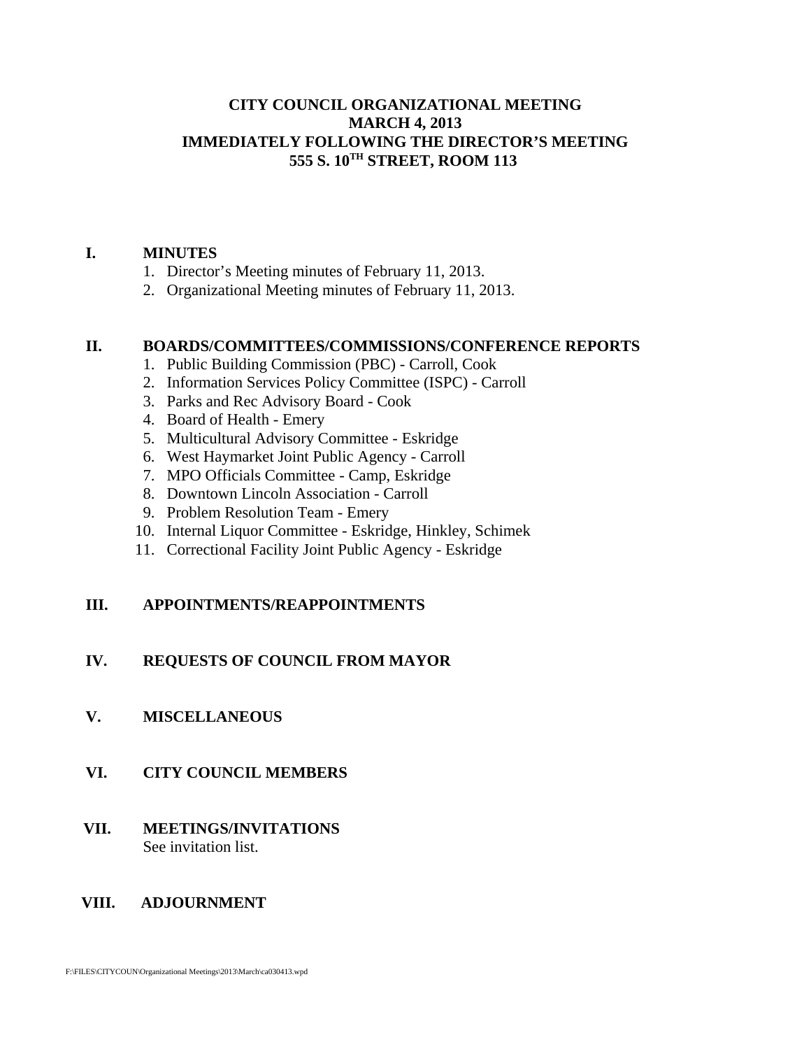# CITY COUNCIL ORGANIZATIONAL MEETING
# MARCH 4, 2013
# IMMEDIATELY FOLLOWING THE DIRECTOR'S MEETING
# 555 S. 10TH STREET, ROOM 113

## I. MINUTES

1. Director's Meeting minutes of February 11, 2013.
2. Organizational Meeting minutes of February 11, 2013.

## II. BOARDS/COMMITTEES/COMMISSIONS/CONFERENCE REPORTS

1. Public Building Commission (PBC) - Carroll, Cook
2. Information Services Policy Committee (ISPC) - Carroll
3. Parks and Rec Advisory Board - Cook
4. Board of Health - Emery
5. Multicultural Advisory Committee - Eskridge
6. West Haymarket Joint Public Agency - Carroll
7. MPO Officials Committee - Camp, Eskridge
8. Downtown Lincoln Association - Carroll
9. Problem Resolution Team - Emery
10. Internal Liquor Committee - Eskridge, Hinkley, Schimek
11. Correctional Facility Joint Public Agency - Eskridge

## III. APPOINTMENTS/REAPPOINTMENTS

## IV. REQUESTS OF COUNCIL FROM MAYOR

## V. MISCELLANEOUS

## VI. CITY COUNCIL MEMBERS

## VII. MEETINGS/INVITATIONS

See invitation list.

## VIII. ADJOURNMENT

F:\FILES\CITYCOUN\Organizational Meetings\2013\March\ca030413.wpd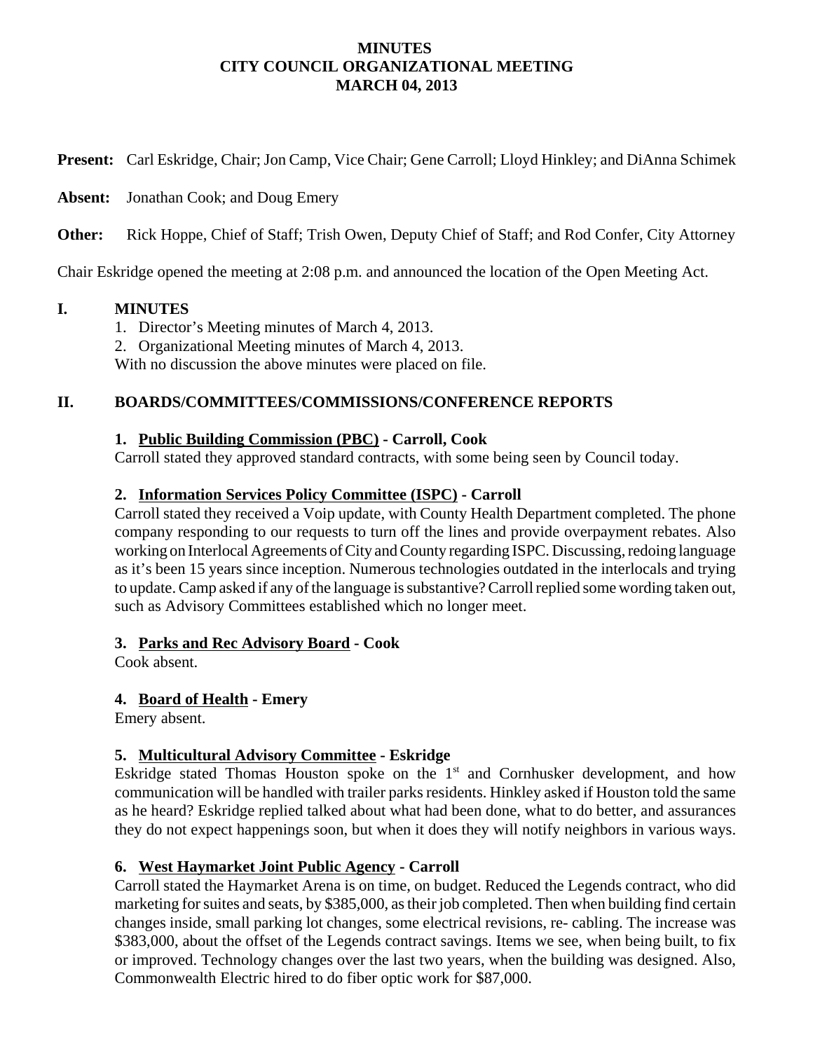# MINUTES
## CITY COUNCIL ORGANIZATIONAL MEETING
## MARCH 04, 2013

**Present:** Carl Eskridge, Chair; Jon Camp, Vice Chair; Gene Carroll; Lloyd Hinkley; and DiAnna Schimek

**Absent:** Jonathan Cook; and Doug Emery

**Other:** Rick Hoppe, Chief of Staff; Trish Owen, Deputy Chief of Staff; and Rod Confer, City Attorney

Chair Eskridge opened the meeting at 2:08 p.m. and announced the location of the Open Meeting Act.

## I. MINUTES

1. Director's Meeting minutes of March 4, 2013.
2. Organizational Meeting minutes of March 4, 2013.

With no discussion the above minutes were placed on file.

## II. BOARDS/COMMITTEES/COMMISSIONS/CONFERENCE REPORTS

### 1. Public Building Commission (PBC) - Carroll, Cook

Carroll stated they approved standard contracts, with some being seen by Council today.

### 2. Information Services Policy Committee (ISPC) - Carroll

Carroll stated they received a Voip update, with County Health Department completed. The phone company responding to our requests to turn off the lines and provide overpayment rebates. Also working on Interlocal Agreements of City and County regarding ISPC. Discussing, redoing language as it's been 15 years since inception. Numerous technologies outdated in the interlocals and trying to update. Camp asked if any of the language is substantive? Carroll replied some wording taken out, such as Advisory Committees established which no longer meet.

### 3. Parks and Rec Advisory Board - Cook

Cook absent.

### 4. Board of Health - Emery

Emery absent.

### 5. Multicultural Advisory Committee - Eskridge

Eskridge stated Thomas Houston spoke on the 1st and Cornhusker development, and how communication will be handled with trailer parks residents. Hinkley asked if Houston told the same as he heard? Eskridge replied talked about what had been done, what to do better, and assurances they do not expect happenings soon, but when it does they will notify neighbors in various ways.

### 6. West Haymarket Joint Public Agency - Carroll

Carroll stated the Haymarket Arena is on time, on budget. Reduced the Legends contract, who did marketing for suites and seats, by $385,000, as their job completed. Then when building find certain changes inside, small parking lot changes, some electrical revisions, re- cabling. The increase was $383,000, about the offset of the Legends contract savings. Items we see, when being built, to fix or improved. Technology changes over the last two years, when the building was designed. Also, Commonwealth Electric hired to do fiber optic work for $87,000.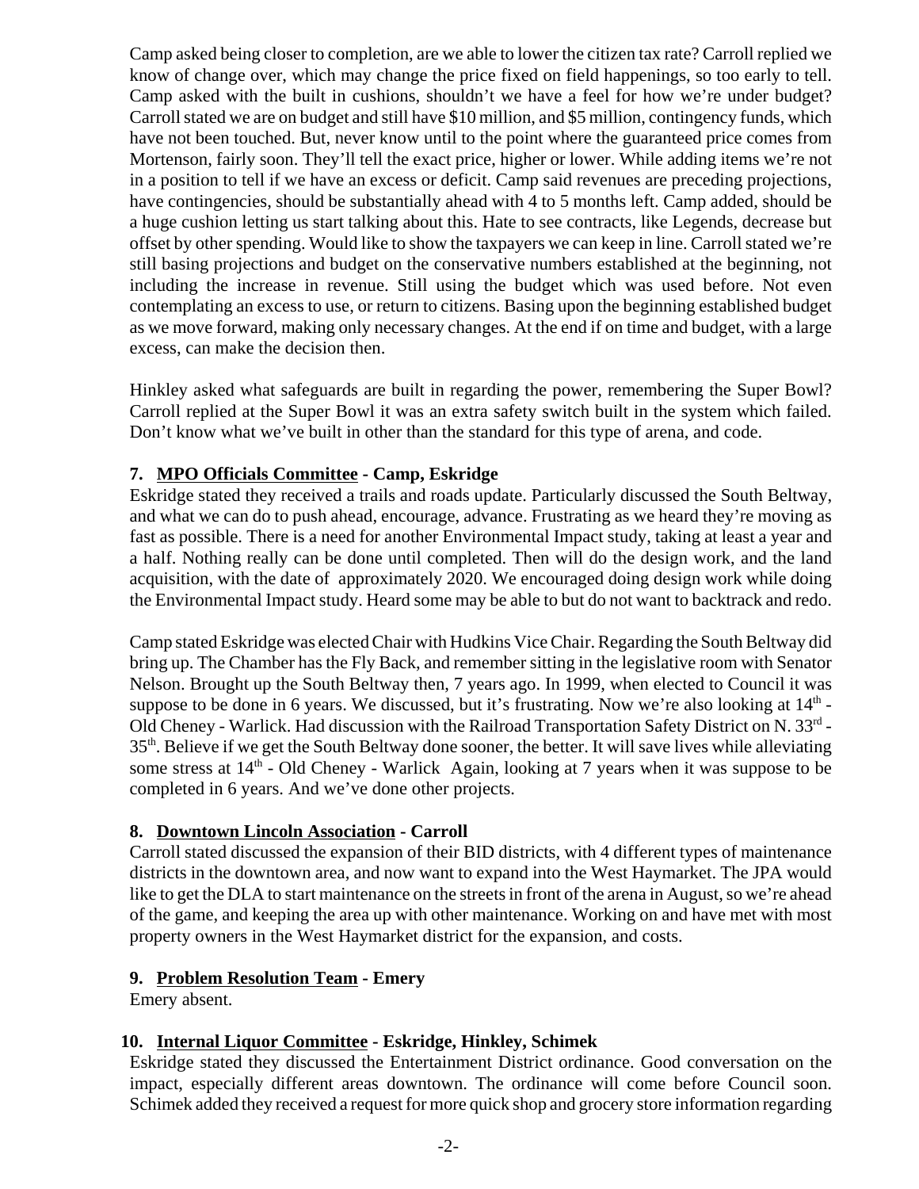Camp asked being closer to completion, are we able to lower the citizen tax rate? Carroll replied we know of change over, which may change the price fixed on field happenings, so too early to tell. Camp asked with the built in cushions, shouldn't we have a feel for how we're under budget? Carroll stated we are on budget and still have $10 million, and $5 million, contingency funds, which have not been touched. But, never know until to the point where the guaranteed price comes from Mortenson, fairly soon. They'll tell the exact price, higher or lower. While adding items we're not in a position to tell if we have an excess or deficit. Camp said revenues are preceding projections, have contingencies, should be substantially ahead with 4 to 5 months left. Camp added, should be a huge cushion letting us start talking about this. Hate to see contracts, like Legends, decrease but offset by other spending. Would like to show the taxpayers we can keep in line. Carroll stated we're still basing projections and budget on the conservative numbers established at the beginning, not including the increase in revenue. Still using the budget which was used before. Not even contemplating an excess to use, or return to citizens. Basing upon the beginning established budget as we move forward, making only necessary changes. At the end if on time and budget, with a large excess, can make the decision then.

Hinkley asked what safeguards are built in regarding the power, remembering the Super Bowl? Carroll replied at the Super Bowl it was an extra safety switch built in the system which failed. Don't know what we've built in other than the standard for this type of arena, and code.

**7. MPO Officials Committee - Camp, Eskridge**

Eskridge stated they received a trails and roads update. Particularly discussed the South Beltway, and what we can do to push ahead, encourage, advance. Frustrating as we heard they're moving as fast as possible. There is a need for another Environmental Impact study, taking at least a year and a half. Nothing really can be done until completed. Then will do the design work, and the land acquisition, with the date of approximately 2020. We encouraged doing design work while doing the Environmental Impact study. Heard some may be able to but do not want to backtrack and redo.

Camp stated Eskridge was elected Chair with Hudkins Vice Chair. Regarding the South Beltway did bring up. The Chamber has the Fly Back, and remember sitting in the legislative room with Senator Nelson. Brought up the South Beltway then, 7 years ago. In 1999, when elected to Council it was suppose to be done in 6 years. We discussed, but it's frustrating. Now we're also looking at 14th - Old Cheney - Warlick. Had discussion with the Railroad Transportation Safety District on N. 33rd - 35th. Believe if we get the South Beltway done sooner, the better. It will save lives while alleviating some stress at 14th - Old Cheney - Warlick Again, looking at 7 years when it was suppose to be completed in 6 years. And we've done other projects.

**8. Downtown Lincoln Association - Carroll**

Carroll stated discussed the expansion of their BID districts, with 4 different types of maintenance districts in the downtown area, and now want to expand into the West Haymarket. The JPA would like to get the DLA to start maintenance on the streets in front of the arena in August, so we're ahead of the game, and keeping the area up with other maintenance. Working on and have met with most property owners in the West Haymarket district for the expansion, and costs.

**9. Problem Resolution Team - Emery**

Emery absent.

**10. Internal Liquor Committee - Eskridge, Hinkley, Schimek**

Eskridge stated they discussed the Entertainment District ordinance. Good conversation on the impact, especially different areas downtown. The ordinance will come before Council soon. Schimek added they received a request for more quick shop and grocery store information regarding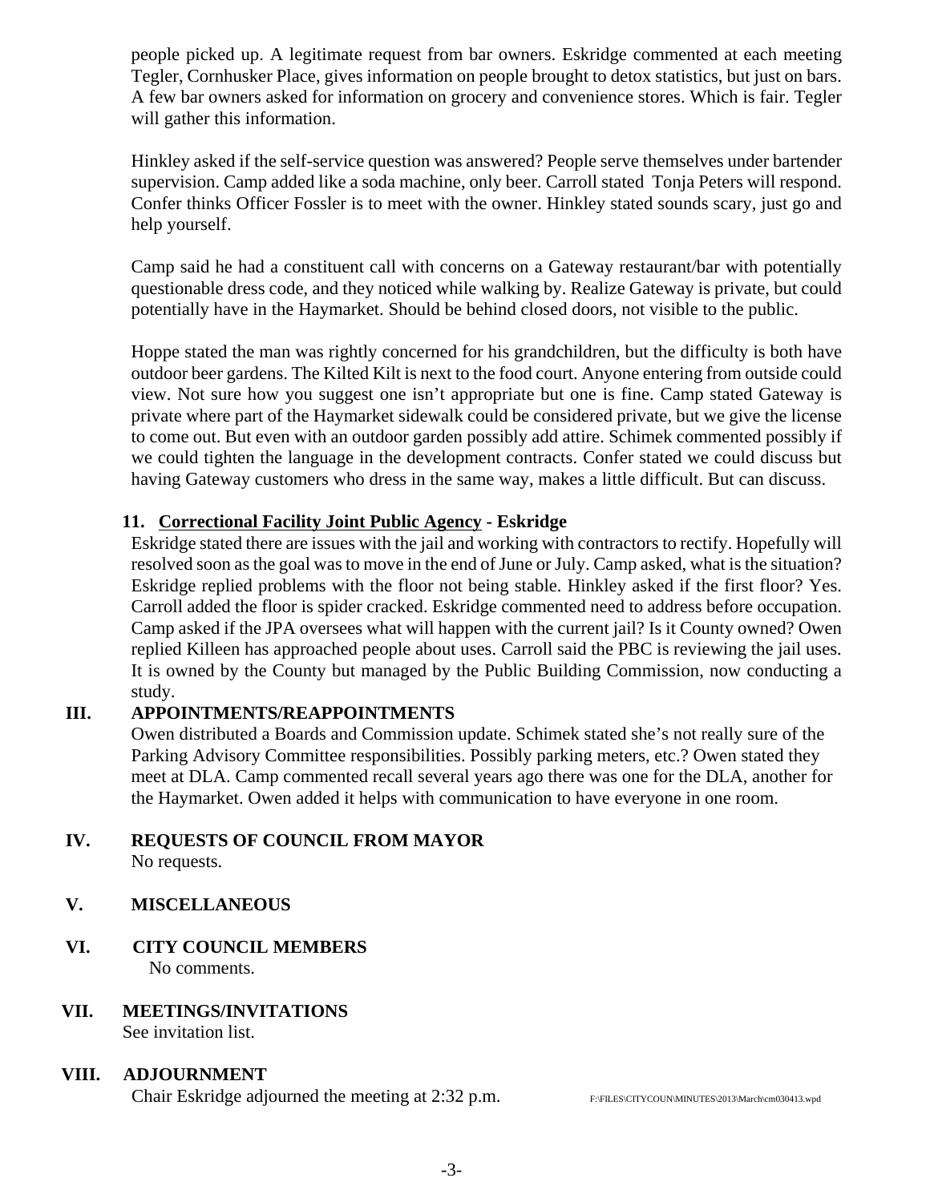people picked up. A legitimate request from bar owners. Eskridge commented at each meeting Tegler, Cornhusker Place, gives information on people brought to detox statistics, but just on bars. A few bar owners asked for information on grocery and convenience stores. Which is fair. Tegler will gather this information.

Hinkley asked if the self-service question was answered? People serve themselves under bartender supervision. Camp added like a soda machine, only beer. Carroll stated Tonja Peters will respond. Confer thinks Officer Fossler is to meet with the owner. Hinkley stated sounds scary, just go and help yourself.

Camp said he had a constituent call with concerns on a Gateway restaurant/bar with potentially questionable dress code, and they noticed while walking by. Realize Gateway is private, but could potentially have in the Haymarket. Should be behind closed doors, not visible to the public.

Hoppe stated the man was rightly concerned for his grandchildren, but the difficulty is both have outdoor beer gardens. The Kilted Kilt is next to the food court. Anyone entering from outside could view. Not sure how you suggest one isn't appropriate but one is fine. Camp stated Gateway is private where part of the Haymarket sidewalk could be considered private, but we give the license to come out. But even with an outdoor garden possibly add attire. Schimek commented possibly if we could tighten the language in the development contracts. Confer stated we could discuss but having Gateway customers who dress in the same way, makes a little difficult. But can discuss.

**11. Correctional Facility Joint Public Agency - Eskridge**

Eskridge stated there are issues with the jail and working with contractors to rectify. Hopefully will resolved soon as the goal was to move in the end of June or July. Camp asked, what is the situation? Eskridge replied problems with the floor not being stable. Hinkley asked if the first floor? Yes. Carroll added the floor is spider cracked. Eskridge commented need to address before occupation. Camp asked if the JPA oversees what will happen with the current jail? Is it County owned? Owen replied Killeen has approached people about uses. Carroll said the PBC is reviewing the jail uses. It is owned by the County but managed by the Public Building Commission, now conducting a study.

## III. APPOINTMENTS/REAPPOINTMENTS

Owen distributed a Boards and Commission update. Schimek stated she's not really sure of the Parking Advisory Committee responsibilities. Possibly parking meters, etc.? Owen stated they meet at DLA. Camp commented recall several years ago there was one for the DLA, another for the Haymarket. Owen added it helps with communication to have everyone in one room.

## IV. REQUESTS OF COUNCIL FROM MAYOR

No requests.

## V. MISCELLANEOUS

## VI. CITY COUNCIL MEMBERS

No comments.

## VII. MEETINGS/INVITATIONS

See invitation list.

## VIII. ADJOURNMENT

Chair Eskridge adjourned the meeting at 2:32 p.m.

F:\FILES\CITYCOUN\MINUTES\2013\March\cm030413.wpd